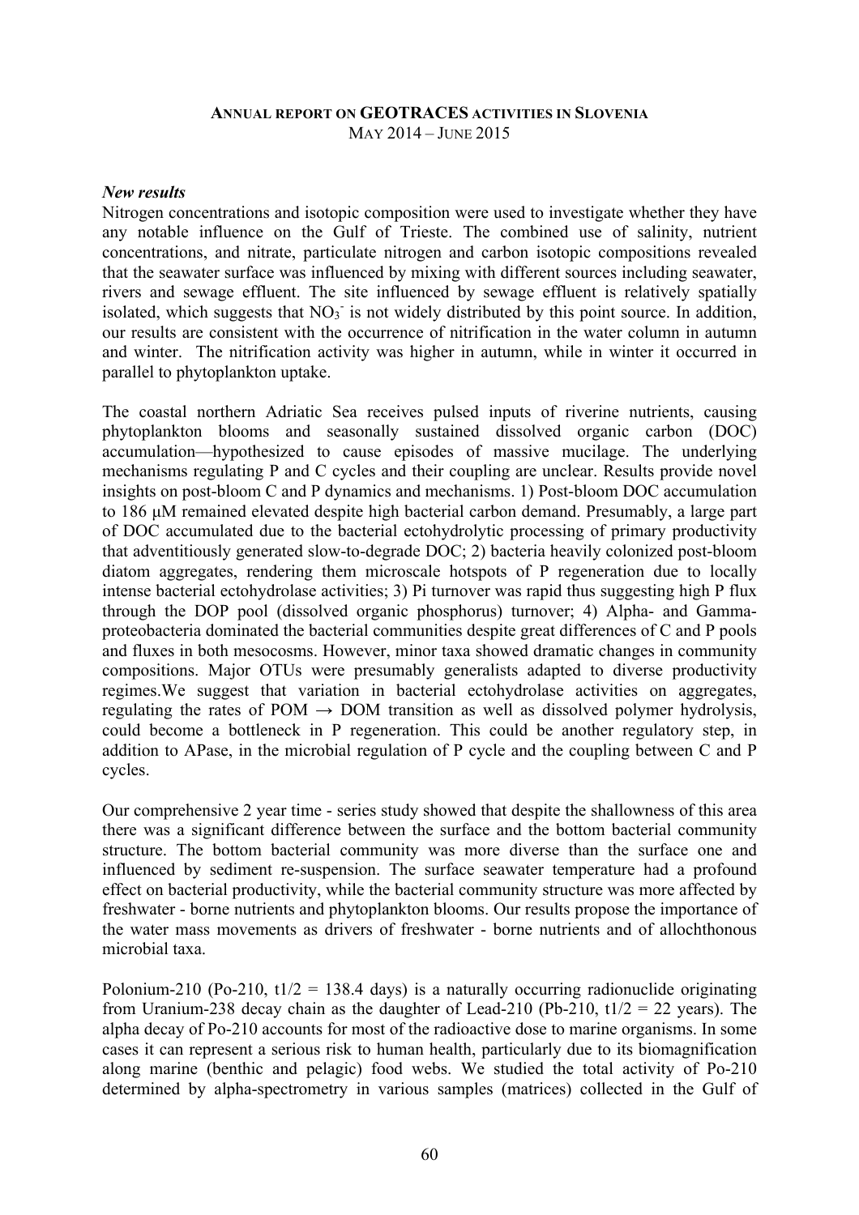# ANNUAL REPORT ON GEOTRACES ACTIVITIES IN SLOVENIA

MAY 2014 – JUNE 2015

***New results***

Nitrogen concentrations and isotopic composition were used to investigate whether they have any notable influence on the Gulf of Trieste. The combined use of salinity, nutrient concentrations, and nitrate, particulate nitrogen and carbon isotopic compositions revealed that the seawater surface was influenced by mixing with different sources including seawater, rivers and sewage effluent. The site influenced by sewage effluent is relatively spatially isolated, which suggests that $NO_3^-$ is not widely distributed by this point source. In addition, our results are consistent with the occurrence of nitrification in the water column in autumn and winter. The nitrification activity was higher in autumn, while in winter it occurred in parallel to phytoplankton uptake.

The coastal northern Adriatic Sea receives pulsed inputs of riverine nutrients, causing phytoplankton blooms and seasonally sustained dissolved organic carbon (DOC) accumulation—hypothesized to cause episodes of massive mucilage. The underlying mechanisms regulating P and C cycles and their coupling are unclear. Results provide novel insights on post-bloom C and P dynamics and mechanisms. 1) Post-bloom DOC accumulation to 186 μM remained elevated despite high bacterial carbon demand. Presumably, a large part of DOC accumulated due to the bacterial ectohydrolytic processing of primary productivity that adventitiously generated slow-to-degrade DOC; 2) bacteria heavily colonized post-bloom diatom aggregates, rendering them microscale hotspots of P regeneration due to locally intense bacterial ectohydrolase activities; 3) Pi turnover was rapid thus suggesting high P flux through the DOP pool (dissolved organic phosphorus) turnover; 4) Alpha- and Gamma-proteobacteria dominated the bacterial communities despite great differences of C and P pools and fluxes in both mesocosms. However, minor taxa showed dramatic changes in community compositions. Major OTUs were presumably generalists adapted to diverse productivity regimes.We suggest that variation in bacterial ectohydrolase activities on aggregates, regulating the rates of POM → DOM transition as well as dissolved polymer hydrolysis, could become a bottleneck in P regeneration. This could be another regulatory step, in addition to APase, in the microbial regulation of P cycle and the coupling between C and P cycles.

Our comprehensive 2 year time - series study showed that despite the shallowness of this area there was a significant difference between the surface and the bottom bacterial community structure. The bottom bacterial community was more diverse than the surface one and influenced by sediment re-suspension. The surface seawater temperature had a profound effect on bacterial productivity, while the bacterial community structure was more affected by freshwater - borne nutrients and phytoplankton blooms. Our results propose the importance of the water mass movements as drivers of freshwater - borne nutrients and of allochthonous microbial taxa.

Polonium-210 (Po-210, $t_{1/2}$ = 138.4 days) is a naturally occurring radionuclide originating from Uranium-238 decay chain as the daughter of Lead-210 (Pb-210, $t_{1/2}$ = 22 years). The alpha decay of Po-210 accounts for most of the radioactive dose to marine organisms. In some cases it can represent a serious risk to human health, particularly due to its biomagnification along marine (benthic and pelagic) food webs. We studied the total activity of Po-210 determined by alpha-spectrometry in various samples (matrices) collected in the Gulf of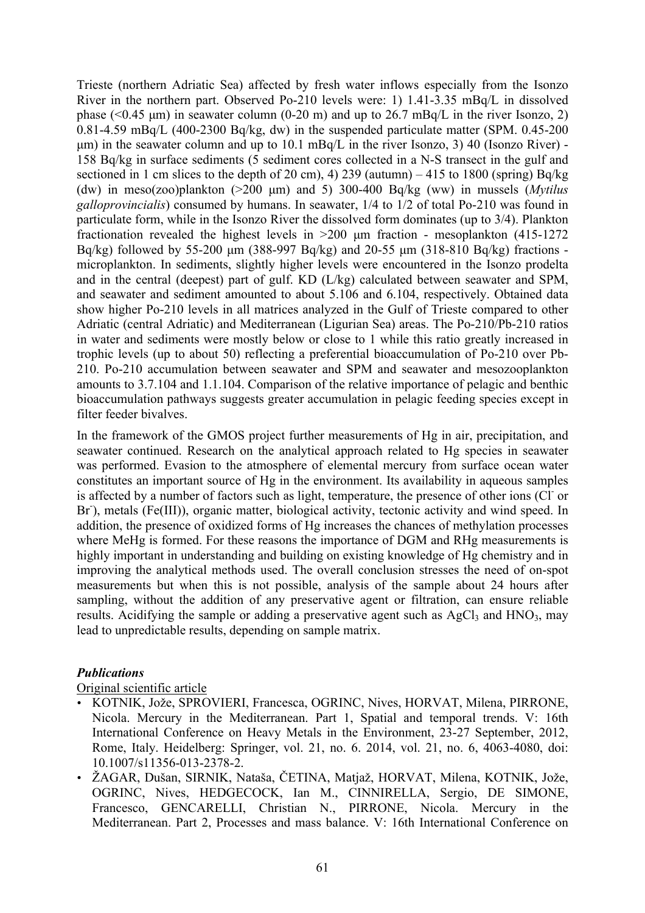Trieste (northern Adriatic Sea) affected by fresh water inflows especially from the Isonzo River in the northern part. Observed Po-210 levels were: 1) 1.41-3.35 mBq/L in dissolved phase (<0.45 µm) in seawater column (0-20 m) and up to 26.7 mBq/L in the river Isonzo, 2) 0.81-4.59 mBq/L (400-2300 Bq/kg, dw) in the suspended particulate matter (SPM. 0.45-200 µm) in the seawater column and up to 10.1 mBq/L in the river Isonzo, 3) 40 (Isonzo River) - 158 Bq/kg in surface sediments (5 sediment cores collected in a N-S transect in the gulf and sectioned in 1 cm slices to the depth of 20 cm), 4) 239 (autumn) – 415 to 1800 (spring) Bq/kg (dw) in meso(zoo)plankton (>200 µm) and 5) 300-400 Bq/kg (ww) in mussels (*Mytilus galloprovincialis*) consumed by humans. In seawater, 1/4 to 1/2 of total Po-210 was found in particulate form, while in the Isonzo River the dissolved form dominates (up to 3/4). Plankton fractionation revealed the highest levels in >200 µm fraction - mesoplankton (415-1272 Bq/kg) followed by 55-200 µm (388-997 Bq/kg) and 20-55 µm (318-810 Bq/kg) fractions - microplankton. In sediments, slightly higher levels were encountered in the Isonzo prodelta and in the central (deepest) part of gulf. KD (L/kg) calculated between seawater and SPM, and seawater and sediment amounted to about 5.106 and 6.104, respectively. Obtained data show higher Po-210 levels in all matrices analyzed in the Gulf of Trieste compared to other Adriatic (central Adriatic) and Mediterranean (Ligurian Sea) areas. The Po-210/Pb-210 ratios in water and sediments were mostly below or close to 1 while this ratio greatly increased in trophic levels (up to about 50) reflecting a preferential bioaccumulation of Po-210 over Pb-210. Po-210 accumulation between seawater and SPM and seawater and mesozooplankton amounts to 3.7.104 and 1.1.104. Comparison of the relative importance of pelagic and benthic bioaccumulation pathways suggests greater accumulation in pelagic feeding species except in filter feeder bivalves.

In the framework of the GMOS project further measurements of Hg in air, precipitation, and seawater continued. Research on the analytical approach related to Hg species in seawater was performed. Evasion to the atmosphere of elemental mercury from surface ocean water constitutes an important source of Hg in the environment. Its availability in aqueous samples is affected by a number of factors such as light, temperature, the presence of other ions ($Cl^-$ or $Br^-$), metals (Fe(III)), organic matter, biological activity, tectonic activity and wind speed. In addition, the presence of oxidized forms of Hg increases the chances of methylation processes where MeHg is formed. For these reasons the importance of DGM and RHg measurements is highly important in understanding and building on existing knowledge of Hg chemistry and in improving the analytical methods used. The overall conclusion stresses the need of on-spot measurements but when this is not possible, analysis of the sample about 24 hours after sampling, without the addition of any preservative agent or filtration, can ensure reliable results. Acidifying the sample or adding a preservative agent such as $AgCl_3$ and $HNO_3$, may lead to unpredictable results, depending on sample matrix.

***Publications***

Original scientific article

- KOTNIK, Jože, SPROVIERI, Francesca, OGRINC, Nives, HORVAT, Milena, PIRRONE, Nicola. Mercury in the Mediterranean. Part 1, Spatial and temporal trends. V: 16th International Conference on Heavy Metals in the Environment, 23-27 September, 2012, Rome, Italy. Heidelberg: Springer, vol. 21, no. 6. 2014, vol. 21, no. 6, 4063-4080, doi: 10.1007/s11356-013-2378-2.
- ŽAGAR, Dušan, SIRNIK, Nataša, ČETINA, Matjaž, HORVAT, Milena, KOTNIK, Jože, OGRINC, Nives, HEDGECOCK, Ian M., CINNIRELLA, Sergio, DE SIMONE, Francesco, GENCARELLI, Christian N., PIRRONE, Nicola. Mercury in the Mediterranean. Part 2, Processes and mass balance. V: 16th International Conference on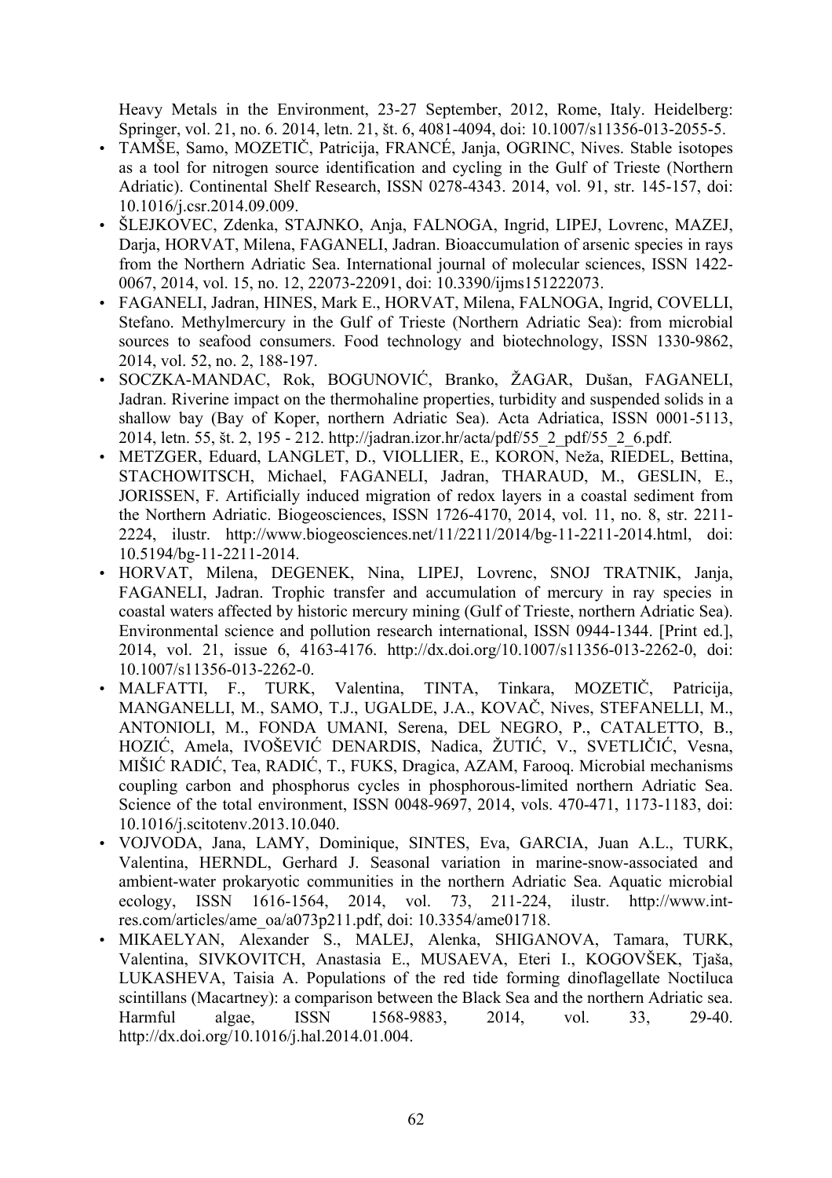Heavy Metals in the Environment, 23-27 September, 2012, Rome, Italy. Heidelberg: Springer, vol. 21, no. 6. 2014, letn. 21, št. 6, 4081-4094, doi: 10.1007/s11356-013-2055-5.

- TAMŠE, Samo, MOZETIČ, Patricija, FRANCÉ, Janja, OGRINC, Nives. Stable isotopes as a tool for nitrogen source identification and cycling in the Gulf of Trieste (Northern Adriatic). Continental Shelf Research, ISSN 0278-4343. 2014, vol. 91, str. 145-157, doi: 10.1016/j.csr.2014.09.009.
- ŠLEJKOVEC, Zdenka, STAJNKO, Anja, FALNOGA, Ingrid, LIPEJ, Lovrenc, MAZEJ, Darja, HORVAT, Milena, FAGANELI, Jadran. Bioaccumulation of arsenic species in rays from the Northern Adriatic Sea. International journal of molecular sciences, ISSN 1422-0067, 2014, vol. 15, no. 12, 22073-22091, doi: 10.3390/ijms151222073.
- FAGANELI, Jadran, HINES, Mark E., HORVAT, Milena, FALNOGA, Ingrid, COVELLI, Stefano. Methylmercury in the Gulf of Trieste (Northern Adriatic Sea): from microbial sources to seafood consumers. Food technology and biotechnology, ISSN 1330-9862, 2014, vol. 52, no. 2, 188-197.
- SOCZKA-MANDAC, Rok, BOGUNOVIĆ, Branko, ŽAGAR, Dušan, FAGANELI, Jadran. Riverine impact on the thermohaline properties, turbidity and suspended solids in a shallow bay (Bay of Koper, northern Adriatic Sea). Acta Adriatica, ISSN 0001-5113, 2014, letn. 55, št. 2, 195 - 212. http://jadran.izor.hr/acta/pdf/55_2_pdf/55_2_6.pdf.
- METZGER, Eduard, LANGLET, D., VIOLLIER, E., KORON, Neža, RIEDEL, Bettina, STACHOWITSCH, Michael, FAGANELI, Jadran, THARAUD, M., GESLIN, E., JORISSEN, F. Artificially induced migration of redox layers in a coastal sediment from the Northern Adriatic. Biogeosciences, ISSN 1726-4170, 2014, vol. 11, no. 8, str. 2211-2224, ilustr. http://www.biogeosciences.net/11/2211/2014/bg-11-2211-2014.html, doi: 10.5194/bg-11-2211-2014.
- HORVAT, Milena, DEGENEK, Nina, LIPEJ, Lovrenc, SNOJ TRATNIK, Janja, FAGANELI, Jadran. Trophic transfer and accumulation of mercury in ray species in coastal waters affected by historic mercury mining (Gulf of Trieste, northern Adriatic Sea). Environmental science and pollution research international, ISSN 0944-1344. [Print ed.], 2014, vol. 21, issue 6, 4163-4176. http://dx.doi.org/10.1007/s11356-013-2262-0, doi: 10.1007/s11356-013-2262-0.
- MALFATTI, F., TURK, Valentina, TINTA, Tinkara, MOZETIČ, Patricija, MANGANELLI, M., SAMO, T.J., UGALDE, J.A., KOVAČ, Nives, STEFANELLI, M., ANTONIOLI, M., FONDA UMANI, Serena, DEL NEGRO, P., CATALETTO, B., HOZIĆ, Amela, IVOŠEVIĆ DENARDIS, Nadica, ŽUTIĆ, V., SVETLIČIĆ, Vesna, MIŠIĆ RADIĆ, Tea, RADIĆ, T., FUKS, Dragica, AZAM, Farooq. Microbial mechanisms coupling carbon and phosphorus cycles in phosphorous-limited northern Adriatic Sea. Science of the total environment, ISSN 0048-9697, 2014, vols. 470-471, 1173-1183, doi: 10.1016/j.scitotenv.2013.10.040.
- VOJVODA, Jana, LAMY, Dominique, SINTES, Eva, GARCIA, Juan A.L., TURK, Valentina, HERNDL, Gerhard J. Seasonal variation in marine-snow-associated and ambient-water prokaryotic communities in the northern Adriatic Sea. Aquatic microbial ecology, ISSN 1616-1564, 2014, vol. 73, 211-224, ilustr. http://www.int-res.com/articles/ame_oa/a073p211.pdf, doi: 10.3354/ame01718.
- MIKAELYAN, Alexander S., MALEJ, Alenka, SHIGANOVA, Tamara, TURK, Valentina, SIVKOVITCH, Anastasia E., MUSAEVA, Eteri I., KOGOVŠEK, Tjaša, LUKASHEVA, Taisia A. Populations of the red tide forming dinoflagellate Noctiluca scintillans (Macartney): a comparison between the Black Sea and the northern Adriatic sea. Harmful algae, ISSN 1568-9883, 2014, vol. 33, 29-40. http://dx.doi.org/10.1016/j.hal.2014.01.004.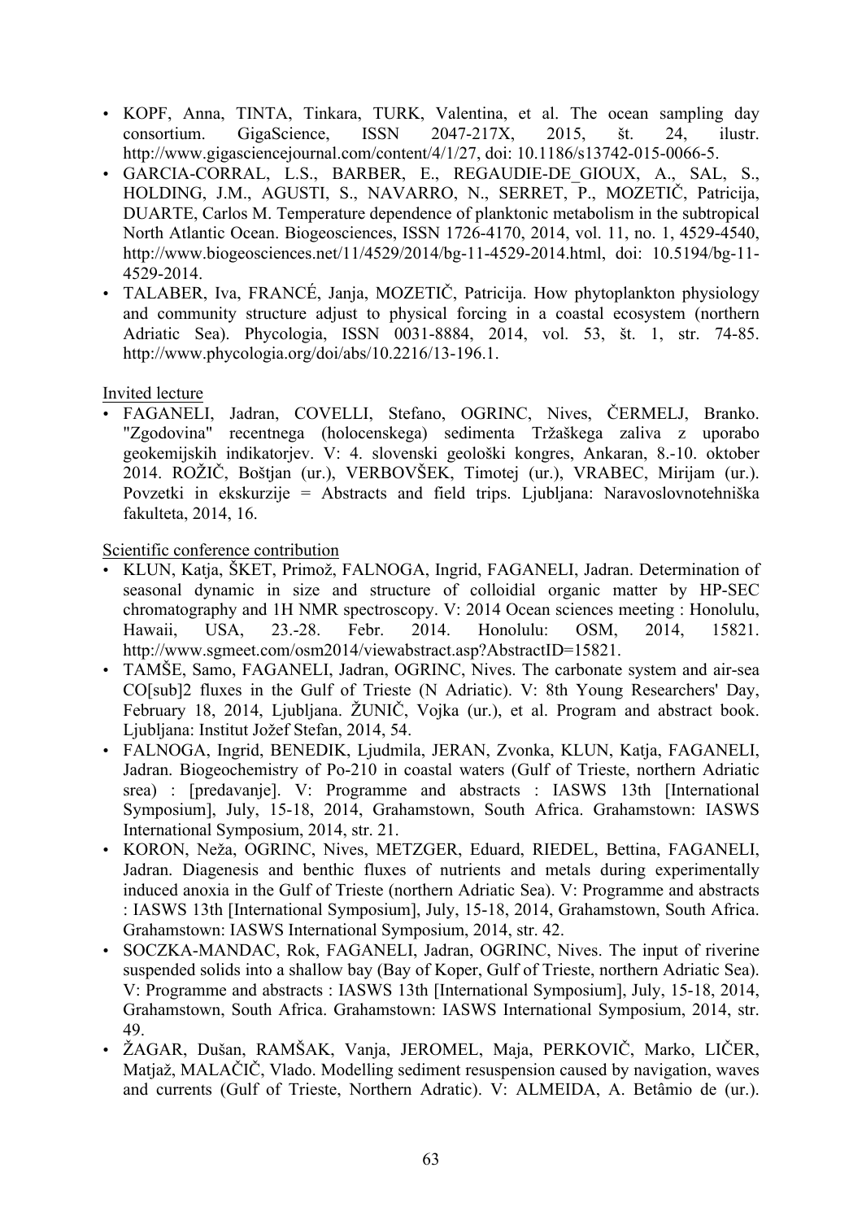- KOPF, Anna, TINTA, Tinkara, TURK, Valentina, et al. The ocean sampling day consortium. GigaScience, ISSN 2047-217X, 2015, št. 24, ilustr. http://www.gigasciencejournal.com/content/4/1/27, doi: 10.1186/s13742-015-0066-5.
- GARCIA-CORRAL, L.S., BARBER, E., REGAUDIE-DE_GIOUX, A., SAL, S., HOLDING, J.M., AGUSTI, S., NAVARRO, N., SERRET, P., MOZETIČ, Patricija, DUARTE, Carlos M. Temperature dependence of planktonic metabolism in the subtropical North Atlantic Ocean. Biogeosciences, ISSN 1726-4170, 2014, vol. 11, no. 1, 4529-4540, http://www.biogeosciences.net/11/4529/2014/bg-11-4529-2014.html, doi: 10.5194/bg-11-4529-2014.
- TALABER, Iva, FRANCÉ, Janja, MOZETIČ, Patricija. How phytoplankton physiology and community structure adjust to physical forcing in a coastal ecosystem (northern Adriatic Sea). Phycologia, ISSN 0031-8884, 2014, vol. 53, št. 1, str. 74-85. http://www.phycologia.org/doi/abs/10.2216/13-196.1.

Invited lecture

- FAGANELI, Jadran, COVELLI, Stefano, OGRINC, Nives, ČERMELJ, Branko. "Zgodovina" recentnega (holocenskega) sedimenta Tržaškega zaliva z uporabo geokemijskih indikatorjev. V: 4. slovenski geološki kongres, Ankaran, 8.-10. oktober 2014. ROŽIČ, Boštjan (ur.), VERBOVŠEK, Timotej (ur.), VRABEC, Mirijam (ur.). Povzetki in ekskurzije = Abstracts and field trips. Ljubljana: Naravoslovnotehniška fakulteta, 2014, 16.

Scientific conference contribution

- KLUN, Katja, ŠKET, Primož, FALNOGA, Ingrid, FAGANELI, Jadran. Determination of seasonal dynamic in size and structure of colloidial organic matter by HP-SEC chromatography and 1H NMR spectroscopy. V: 2014 Ocean sciences meeting : Honolulu, Hawaii, USA, 23.-28. Febr. 2014. Honolulu: OSM, 2014, 15821. http://www.sgmeet.com/osm2014/viewabstract.asp?AbstractID=15821.
- TAMŠE, Samo, FAGANELI, Jadran, OGRINC, Nives. The carbonate system and air-sea CO[sub]2 fluxes in the Gulf of Trieste (N Adriatic). V: 8th Young Researchers' Day, February 18, 2014, Ljubljana. ŽUNIČ, Vojka (ur.), et al. Program and abstract book. Ljubljana: Institut Jožef Stefan, 2014, 54.
- FALNOGA, Ingrid, BENEDIK, Ljudmila, JERAN, Zvonka, KLUN, Katja, FAGANELI, Jadran. Biogeochemistry of Po-210 in coastal waters (Gulf of Trieste, northern Adriatic srea) : [predavanje]. V: Programme and abstracts : IASWS 13th [International Symposium], July, 15-18, 2014, Grahamstown, South Africa. Grahamstown: IASWS International Symposium, 2014, str. 21.
- KORON, Neža, OGRINC, Nives, METZGER, Eduard, RIEDEL, Bettina, FAGANELI, Jadran. Diagenesis and benthic fluxes of nutrients and metals during experimentally induced anoxia in the Gulf of Trieste (northern Adriatic Sea). V: Programme and abstracts : IASWS 13th [International Symposium], July, 15-18, 2014, Grahamstown, South Africa. Grahamstown: IASWS International Symposium, 2014, str. 42.
- SOCZKA-MANDAC, Rok, FAGANELI, Jadran, OGRINC, Nives. The input of riverine suspended solids into a shallow bay (Bay of Koper, Gulf of Trieste, northern Adriatic Sea). V: Programme and abstracts : IASWS 13th [International Symposium], July, 15-18, 2014, Grahamstown, South Africa. Grahamstown: IASWS International Symposium, 2014, str. 49.
- ŽAGAR, Dušan, RAMŠAK, Vanja, JEROMEL, Maja, PERKOVIČ, Marko, LIČER, Matjaž, MALAČIČ, Vlado. Modelling sediment resuspension caused by navigation, waves and currents (Gulf of Trieste, Northern Adratic). V: ALMEIDA, A. Betâmio de (ur.).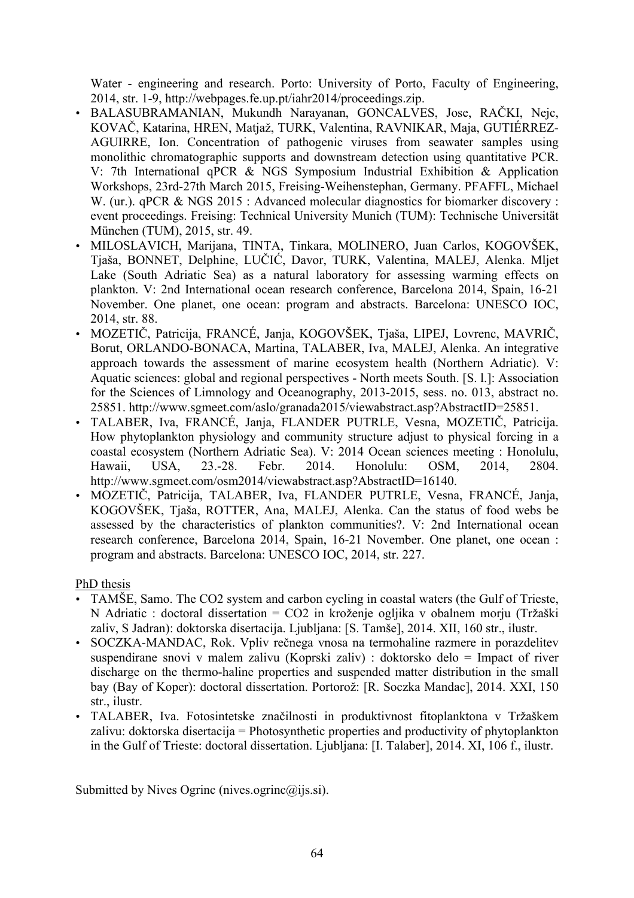Water - engineering and research. Porto: University of Porto, Faculty of Engineering, 2014, str. 1-9, http://webpages.fe.up.pt/iahr2014/proceedings.zip.

- BALASUBRAMANIAN, Mukundh Narayanan, GONCALVES, Jose, RAČKI, Nejc, KOVAČ, Katarina, HREN, Matjaž, TURK, Valentina, RAVNIKAR, Maja, GUTIÉRREZ-AGUIRRE, Ion. Concentration of pathogenic viruses from seawater samples using monolithic chromatographic supports and downstream detection using quantitative PCR. V: 7th International qPCR & NGS Symposium Industrial Exhibition & Application Workshops, 23rd-27th March 2015, Freising-Weihenstephan, Germany. PFAFFL, Michael W. (ur.). qPCR & NGS 2015 : Advanced molecular diagnostics for biomarker discovery : event proceedings. Freising: Technical University Munich (TUM): Technische Universität München (TUM), 2015, str. 49.
- MILOSLAVICH, Marijana, TINTA, Tinkara, MOLINERO, Juan Carlos, KOGOVŠEK, Tjaša, BONNET, Delphine, LUČIĆ, Davor, TURK, Valentina, MALEJ, Alenka. Mljet Lake (South Adriatic Sea) as a natural laboratory for assessing warming effects on plankton. V: 2nd International ocean research conference, Barcelona 2014, Spain, 16-21 November. One planet, one ocean: program and abstracts. Barcelona: UNESCO IOC, 2014, str. 88.
- MOZETIČ, Patricija, FRANCÉ, Janja, KOGOVŠEK, Tjaša, LIPEJ, Lovrenc, MAVRIČ, Borut, ORLANDO-BONACA, Martina, TALABER, Iva, MALEJ, Alenka. An integrative approach towards the assessment of marine ecosystem health (Northern Adriatic). V: Aquatic sciences: global and regional perspectives - North meets South. [S. l.]: Association for the Sciences of Limnology and Oceanography, 2013-2015, sess. no. 013, abstract no. 25851. http://www.sgmeet.com/aslo/granada2015/viewabstract.asp?AbstractID=25851.
- TALABER, Iva, FRANCÉ, Janja, FLANDER PUTRLE, Vesna, MOZETIČ, Patricija. How phytoplankton physiology and community structure adjust to physical forcing in a coastal ecosystem (Northern Adriatic Sea). V: 2014 Ocean sciences meeting : Honolulu, Hawaii, USA, 23.-28. Febr. 2014. Honolulu: OSM, 2014, 2804. http://www.sgmeet.com/osm2014/viewabstract.asp?AbstractID=16140.
- MOZETIČ, Patricija, TALABER, Iva, FLANDER PUTRLE, Vesna, FRANCÉ, Janja, KOGOVŠEK, Tjaša, ROTTER, Ana, MALEJ, Alenka. Can the status of food webs be assessed by the characteristics of plankton communities?. V: 2nd International ocean research conference, Barcelona 2014, Spain, 16-21 November. One planet, one ocean : program and abstracts. Barcelona: UNESCO IOC, 2014, str. 227.

PhD thesis

- TAMŠE, Samo. The CO2 system and carbon cycling in coastal waters (the Gulf of Trieste, N Adriatic : doctoral dissertation = CO2 in kroženje ogljika v obalnem morju (Tržaški zaliv, S Jadran): doktorska disertacija. Ljubljana: [S. Tamše], 2014. XII, 160 str., ilustr.
- SOCZKA-MANDAC, Rok. Vpliv rečnega vnosa na termohaline razmere in porazdelitev suspendirane snovi v malem zalivu (Koprski zaliv) : doktorsko delo = Impact of river discharge on the thermo-haline properties and suspended matter distribution in the small bay (Bay of Koper): doctoral dissertation. Portorož: [R. Soczka Mandac], 2014. XXI, 150 str., ilustr.
- TALABER, Iva. Fotosintetske značilnosti in produktivnost fitoplanktona v Tržaškem zalivu: doktorska disertacija = Photosynthetic properties and productivity of phytoplankton in the Gulf of Trieste: doctoral dissertation. Ljubljana: [I. Talaber], 2014. XI, 106 f., ilustr.

Submitted by Nives Ogrinc (nives.ogrinc@ijs.si).